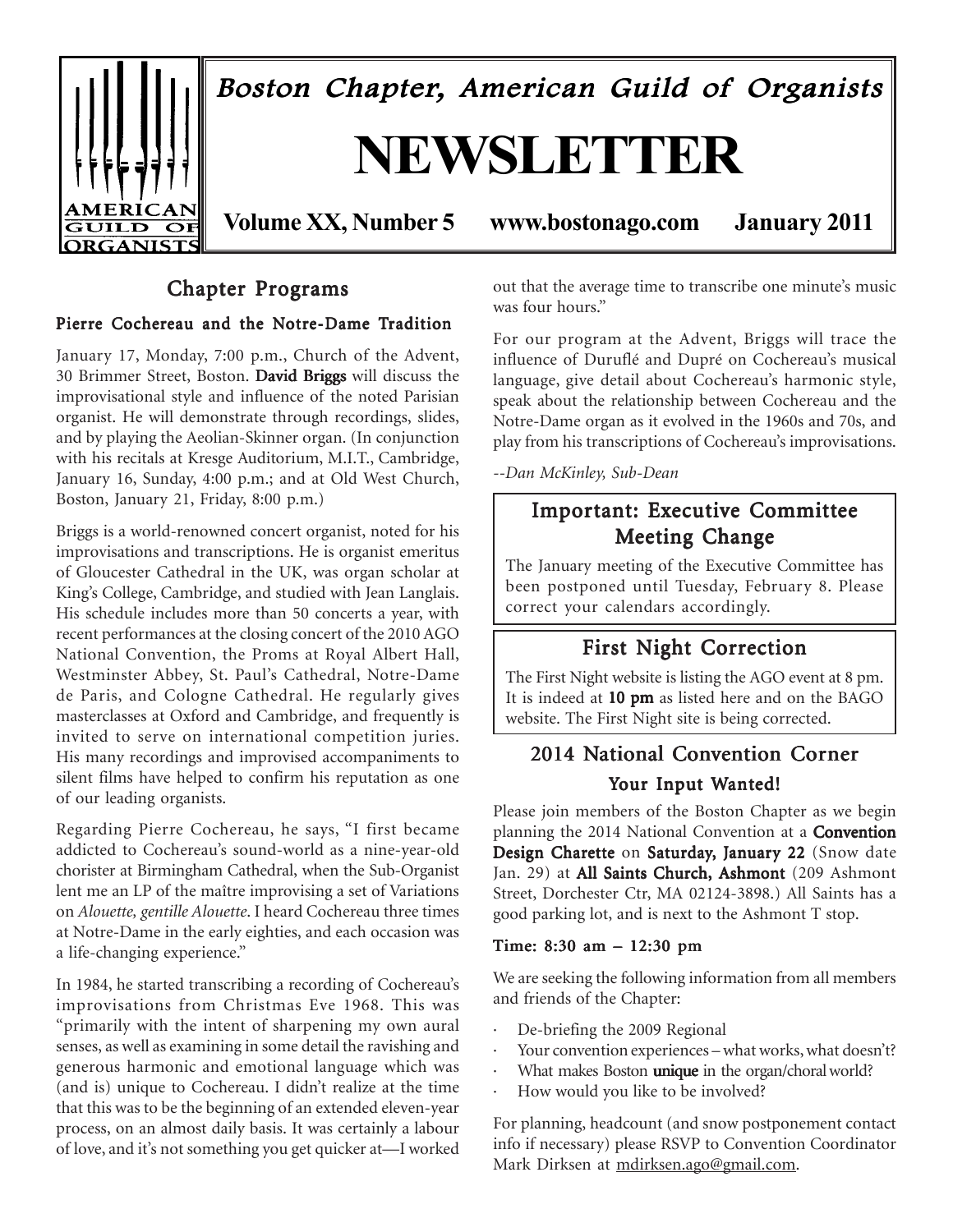# Boston Chapter, American Guild of Organists

# NEWSLETTER

**Volume XX, Number 5 www.bostonago.com January 2011**

## Chapter Programs

### Pierre Cochereau and the Notre-Dame Tradition

January 17, Monday, 7:00 p.m., Church of the Advent, 30 Brimmer Street, Boston. **David Briggs** will discuss the improvisational style and influence of the noted Parisian organist. He will demonstrate through recordings, slides, and by playing the Aeolian-Skinner organ. (In conjunction with his recitals at Kresge Auditorium, M.I.T., Cambridge, January 16, Sunday, 4:00 p.m.; and at Old West Church, Boston, January 21, Friday, 8:00 p.m.)

Briggs is a world-renowned concert organist, noted for his improvisations and transcriptions. He is organist emeritus of Gloucester Cathedral in the UK, was organ scholar at King's College, Cambridge, and studied with Jean Langlais. His schedule includes more than 50 concerts a year, with recent performances at the closing concert of the 2010 AGO National Convention, the Proms at Royal Albert Hall, Westminster Abbey, St. Paul's Cathedral, Notre-Dame de Paris, and Cologne Cathedral. He regularly gives masterclasses at Oxford and Cambridge, and frequently is invited to serve on international competition juries. His many recordings and improvised accompaniments to silent films have helped to confirm his reputation as one of our leading organists.

Regarding Pierre Cochereau, he says, "I first became addicted to Cochereau's sound-world as a nine-year-old chorister at Birmingham Cathedral, when the Sub-Organist lent me an LP of the maître improvising a set of Variations on *Alouette, gentille Alouette*. I heard Cochereau three times at Notre-Dame in the early eighties, and each occasion was a life-changing experience."

In 1984, he started transcribing a recording of Cochereau's improvisations from Christmas Eve 1968. This was "primarily with the intent of sharpening my own aural senses, as well as examining in some detail the ravishing and generous harmonic and emotional language which was (and is) unique to Cochereau. I didn't realize at the time that this was to be the beginning of an extended eleven-year process, on an almost daily basis. It was certainly a labour of love, and it's not something you get quicker at—I worked out that the average time to transcribe one minute's music was four hours."

For our program at the Advent, Briggs will trace the influence of Duruflé and Dupré on Cochereau's musical language, give detail about Cochereau's harmonic style, speak about the relationship between Cochereau and the Notre-Dame organ as it evolved in the 1960s and 70s, and play from his transcriptions of Cochereau's improvisations.

*--Dan McKinley, Sub-Dean*

## Important: Executive Committee Meeting Change

The January meeting of the Executive Committee has been postponed until Tuesday, February 8. Please correct your calendars accordingly.

## First Night Correction

The First Night website is listing the AGO event at 8 pm. It is indeed at **10 pm** as listed here and on the BAGO website. The First Night site is being corrected.

## 2014 National Convention Corner

### Your Input Wanted!

Please join members of the Boston Chapter as we begin planning the 2014 National Convention at a **Convention Design Charette** on **Saturday, January 22** (Snow date Jan. 29) at **All Saints Church, Ashmont** (209 Ashmont Street, Dorchester Ctr, MA 02124-3898.) All Saints has a good parking lot, and is next to the Ashmont T stop.

**Time: 8:30 am – 12:30 pm**

We are seeking the following information from all members and friends of the Chapter:

- De-briefing the 2009 Regional
- Your convention experiences – what works, what doesn't?
- What makes Boston **unique** in the organ/choral world?
- How would you like to be involved?

For planning, headcount (and snow postponement contact info if necessary) please RSVP to Convention Coordinator Mark Dirksen at mdirksen.ago@gmail.com.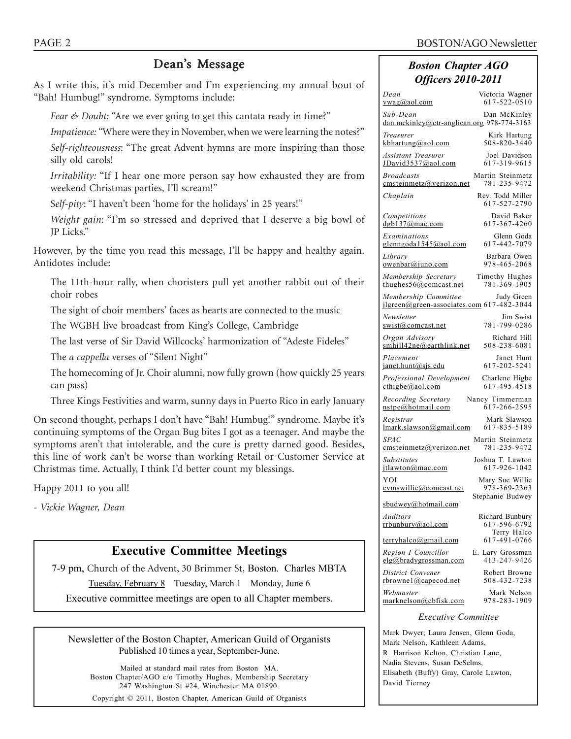## Dean's Message

As I write this, it's mid December and I'm experiencing my annual bout of "Bah! Humbug!" syndrome. Symptoms include:

*Fear & Doubt:* "Are we ever going to get this cantata ready in time?"

*Impatience:* "Where were they in November, when we were learning the notes?"

*Self-righteousness*: "The great Advent hymns are more inspiring than those silly old carols!

*Irritability:* "If I hear one more person say how exhausted they are from weekend Christmas parties, I'll scream!"

*Self-pity*: "I haven't been 'home for the holidays' in 25 years!"

*Weight gain*: "I'm so stressed and deprived that I deserve a big bowl of JP Licks."

However, by the time you read this message, I'll be happy and healthy again. Antidotes include:

The 11th-hour rally, when choristers pull yet another rabbit out of their choir robes

The sight of choir members' faces as hearts are connected to the music

The WGBH live broadcast from King's College, Cambridge

The last verse of Sir David Willcocks' harmonization of "Adeste Fideles"

The *a cappella* verses of "Silent Night"

The homecoming of Jr. Choir alumni, now fully grown (how quickly 25 years can pass)

Three Kings Festivities and warm, sunny days in Puerto Rico in early January

On second thought, perhaps I don't have "Bah! Humbug!" syndrome. Maybe it's continuing symptoms of the Organ Bug bites I got as a teenager. And maybe the symptoms aren't that intolerable, and the cure is pretty darned good. Besides, this line of work can't be worse than working Retail or Customer Service at Christmas time. Actually, I think I'd better count my blessings.

Happy 2011 to you all!

*- Vickie Wagner, Dean*

## Executive Committee Meetings

7-9 pm, Church of the Advent, 30 Brimmer St, Boston. Charles MBTA

Tuesday, February 8 Tuesday, March 1 Monday, June 6

Executive committee meetings are open to all Chapter members.

Newsletter of the Boston Chapter, American Guild of Organists
Published 10 times a year, September-June.

Mailed at standard mail rates from Boston MA.
Boston Chapter/AGO c/o Timothy Hughes, Membership Secretary
247 Washington St #24, Winchester MA 01890.

Copyright © 2011, Boston Chapter, American Guild of Organists

### *Boston Chapter AGO Officers 2010-2011*

| Position | Name / Email | Phone |
|---|---|---|
| *Dean* | Victoria Wagner, vwag@aol.com | 617-522-0510 |
| *Sub-Dean* | Dan McKinley, dan.mckinley@ctr-anglican.org | 978-774-3163 |
| *Treasurer* | Kirk Hartung, kbhartung@aol.com | 508-820-3440 |
| *Assistant Treasurer* | Joel Davidson, JDavid3537@aol.com | 617-319-9615 |
| *Broadcasts* | Martin Steinmetz, cmsteinmetz@verizon.net | 781-235-9472 |
| *Chaplain* | Rev. Todd Miller | 617-527-2790 |
| *Competitions* | David Baker, dgb137@mac.com | 617-367-4260 |
| *Examinations* | Glenn Goda, glenngoda1545@aol.com | 617-442-7079 |
| *Library* | Barbara Owen, owenbar@juno.com | 978-465-2068 |
| *Membership Secretary* | Timothy Hughes, thughes56@comcast.net | 781-369-1905 |
| *Membership Committee* | Judy Green, jlgreen@green-associates.com | 617-482-3044 |
| *Newsletter* | Jim Swist, swist@comcast.net | 781-799-0286 |
| *Organ Advisory* | Richard Hill, smhill42ne@earthlink.net | 508-238-6081 |
| *Placement* | Janet Hunt, janet.hunt@sjs.edu | 617-202-5241 |
| *Professional Development* | Charlene Higbe, cthigbe@aol.com | 617-495-4518 |
| *Recording Secretary* | Nancy Timmerman, nstpe@hotmail.com | 617-266-2595 |
| *Registrar* | Mark Slawson, lmark.slawson@gmail.com | 617-835-5189 |
| *SPAC* | Martin Steinmetz, cmsteinmetz@verizon.net | 781-235-9472 |
| *Substitutes* | Joshua T. Lawton, jtlawton@mac.com | 617-926-1042 |
| YOI | Mary Sue Willie, cvmswillie@comcast.net | 978-369-2363 |
| | Stephanie Budwey, sbudwey@hotmail.com | |
| *Auditors* | Richard Bunbury, rrbunbury@aol.com | 617-596-6792 |
| | Terry Halco, terryhalco@gmail.com | 617-491-0766 |
| *Region I Councillor* | E. Lary Grossman, elg@bradygrossman.com | 413-247-9426 |
| *District Convener* | Robert Browne, rbrowne1@capecod.net | 508-432-7238 |
| *Webmaster* | Mark Nelson, marknelson@cbfisk.com | 978-283-1909 |

*Executive Committee*

Mark Dwyer, Laura Jensen, Glenn Goda, Mark Nelson, Kathleen Adams, R. Harrison Kelton, Christian Lane, Nadia Stevens, Susan DeSelms, Elisabeth (Buffy) Gray, Carole Lawton, David Tierney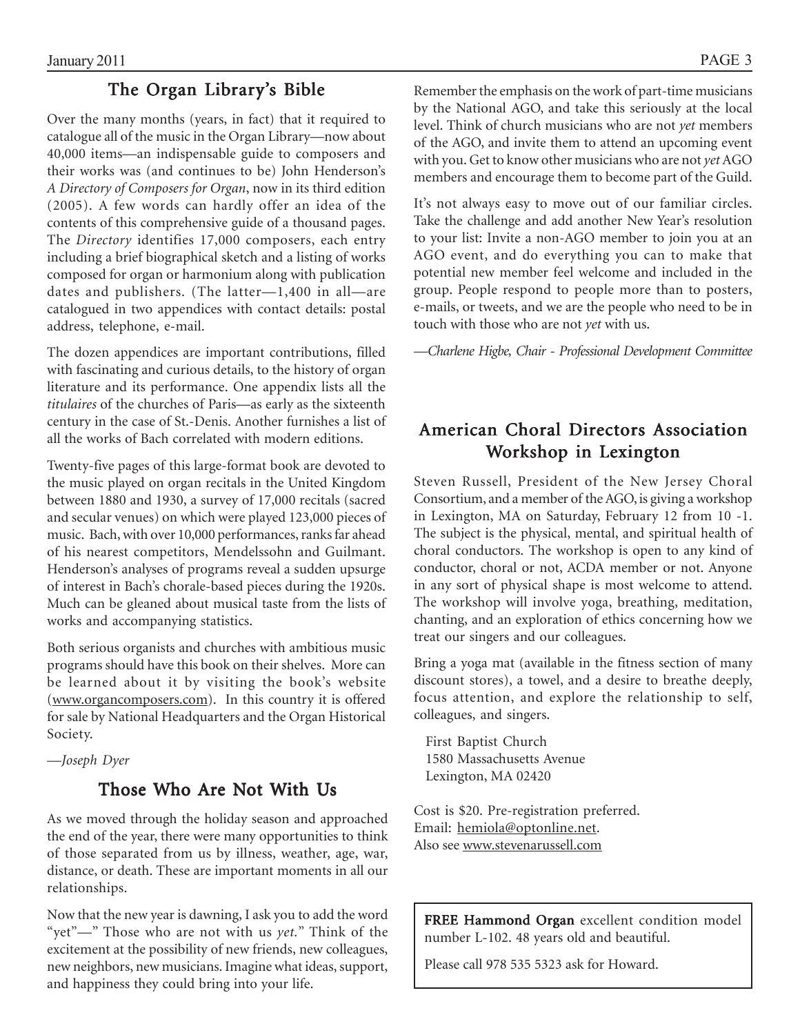## The Organ Library's Bible

Over the many months (years, in fact) that it required to catalogue all of the music in the Organ Library—now about 40,000 items—an indispensable guide to composers and their works was (and continues to be) John Henderson's *A Directory of Composers for Organ*, now in its third edition (2005). A few words can hardly offer an idea of the contents of this comprehensive guide of a thousand pages. The *Directory* identifies 17,000 composers, each entry including a brief biographical sketch and a listing of works composed for organ or harmonium along with publication dates and publishers. (The latter—1,400 in all—are catalogued in two appendices with contact details: postal address, telephone, e-mail.

The dozen appendices are important contributions, filled with fascinating and curious details, to the history of organ literature and its performance. One appendix lists all the *titulaires* of the churches of Paris—as early as the sixteenth century in the case of St.-Denis. Another furnishes a list of all the works of Bach correlated with modern editions.

Twenty-five pages of this large-format book are devoted to the music played on organ recitals in the United Kingdom between 1880 and 1930, a survey of 17,000 recitals (sacred and secular venues) on which were played 123,000 pieces of music. Bach, with over 10,000 performances, ranks far ahead of his nearest competitors, Mendelssohn and Guilmant. Henderson's analyses of programs reveal a sudden upsurge of interest in Bach's chorale-based pieces during the 1920s. Much can be gleaned about musical taste from the lists of works and accompanying statistics.

Both serious organists and churches with ambitious music programs should have this book on their shelves. More can be learned about it by visiting the book's website (www.organcomposers.com). In this country it is offered for sale by National Headquarters and the Organ Historical Society.

—*Joseph Dyer*

## Those Who Are Not With Us

As we moved through the holiday season and approached the end of the year, there were many opportunities to think of those separated from us by illness, weather, age, war, distance, or death. These are important moments in all our relationships.

Now that the new year is dawning, I ask you to add the word "yet"—" Those who are not with us *yet.*" Think of the excitement at the possibility of new friends, new colleagues, new neighbors, new musicians. Imagine what ideas, support, and happiness they could bring into your life.

Remember the emphasis on the work of part-time musicians by the National AGO, and take this seriously at the local level. Think of church musicians who are not *yet* members of the AGO, and invite them to attend an upcoming event with you. Get to know other musicians who are not *yet* AGO members and encourage them to become part of the Guild.

It's not always easy to move out of our familiar circles. Take the challenge and add another New Year's resolution to your list: Invite a non-AGO member to join you at an AGO event, and do everything you can to make that potential new member feel welcome and included in the group. People respond to people more than to posters, e-mails, or tweets, and we are the people who need to be in touch with those who are not *yet* with us.

—*Charlene Higbe, Chair - Professional Development Committee*

## American Choral Directors Association Workshop in Lexington

Steven Russell, President of the New Jersey Choral Consortium, and a member of the AGO, is giving a workshop in Lexington, MA on Saturday, February 12 from 10 -1. The subject is the physical, mental, and spiritual health of choral conductors. The workshop is open to any kind of conductor, choral or not, ACDA member or not. Anyone in any sort of physical shape is most welcome to attend. The workshop will involve yoga, breathing, meditation, chanting, and an exploration of ethics concerning how we treat our singers and our colleagues.

Bring a yoga mat (available in the fitness section of many discount stores), a towel, and a desire to breathe deeply, focus attention, and explore the relationship to self, colleagues, and singers.

First Baptist Church
1580 Massachusetts Avenue
Lexington, MA 02420

Cost is $20. Pre-registration preferred.
Email: hemiola@optonline.net.
Also see www.stevenarussell.com

**FREE Hammond Organ** excellent condition model number L-102. 48 years old and beautiful.

Please call 978 535 5323 ask for Howard.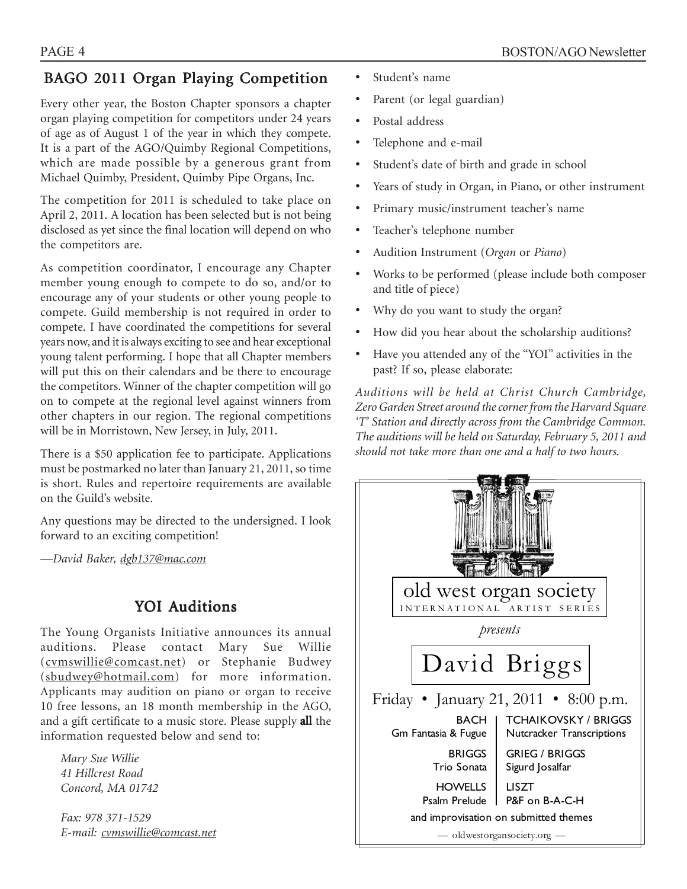## BAGO 2011 Organ Playing Competition

Every other year, the Boston Chapter sponsors a chapter organ playing competition for competitors under 24 years of age as of August 1 of the year in which they compete. It is a part of the AGO/Quimby Regional Competitions, which are made possible by a generous grant from Michael Quimby, President, Quimby Pipe Organs, Inc.

The competition for 2011 is scheduled to take place on April 2, 2011. A location has been selected but is not being disclosed as yet since the final location will depend on who the competitors are.

As competition coordinator, I encourage any Chapter member young enough to compete to do so, and/or to encourage any of your students or other young people to compete. Guild membership is not required in order to compete. I have coordinated the competitions for several years now, and it is always exciting to see and hear exceptional young talent performing. I hope that all Chapter members will put this on their calendars and be there to encourage the competitors. Winner of the chapter competition will go on to compete at the regional level against winners from other chapters in our region. The regional competitions will be in Morristown, New Jersey, in July, 2011.

There is a $50 application fee to participate. Applications must be postmarked no later than January 21, 2011, so time is short. Rules and repertoire requirements are available on the Guild's website.

Any questions may be directed to the undersigned. I look forward to an exciting competition!

*—David Baker, dgb137@mac.com*

## YOI Auditions

The Young Organists Initiative announces its annual auditions. Please contact Mary Sue Willie (cvmswillie@comcast.net) or Stephanie Budwey (sbudwey@hotmail.com) for more information. Applicants may audition on piano or organ to receive 10 free lessons, an 18 month membership in the AGO, and a gift certificate to a music store. Please supply **all** the information requested below and send to:

*Mary Sue Willie*
*41 Hillcrest Road*
*Concord, MA 01742*

*Fax: 978 371-1529*
*E-mail: cvmswillie@comcast.net*

- Student's name
- Parent (or legal guardian)
- Postal address
- Telephone and e-mail
- Student's date of birth and grade in school
- Years of study in Organ, in Piano, or other instrument
- Primary music/instrument teacher's name
- Teacher's telephone number
- Audition Instrument (*Organ* or *Piano*)
- Works to be performed (please include both composer and title of piece)
- Why do you want to study the organ?
- How did you hear about the scholarship auditions?
- Have you attended any of the "YOI" activities in the past? If so, please elaborate:

*Auditions will be held at Christ Church Cambridge, Zero Garden Street around the corner from the Harvard Square 'T' Station and directly across from the Cambridge Common. The auditions will be held on Saturday, February 5, 2011 and should not take more than one and a half to two hours.*

---

old west organ society
INTERNATIONAL ARTIST SERIES

*presents*

# David Briggs

Friday • January 21, 2011 • 8:00 p.m.

| | |
|---|---|
| BACH<br>Gm Fantasia & Fugue | TCHAIKOVSKY / BRIGGS<br>Nutcracker Transcriptions |
| BRIGGS<br>Trio Sonata | GRIEG / BRIGGS<br>Sigurd Josalfar |
| HOWELLS<br>Psalm Prelude | LISZT<br>P&F on B-A-C-H |

and improvisation on submitted themes

— oldwestorgansociety.org —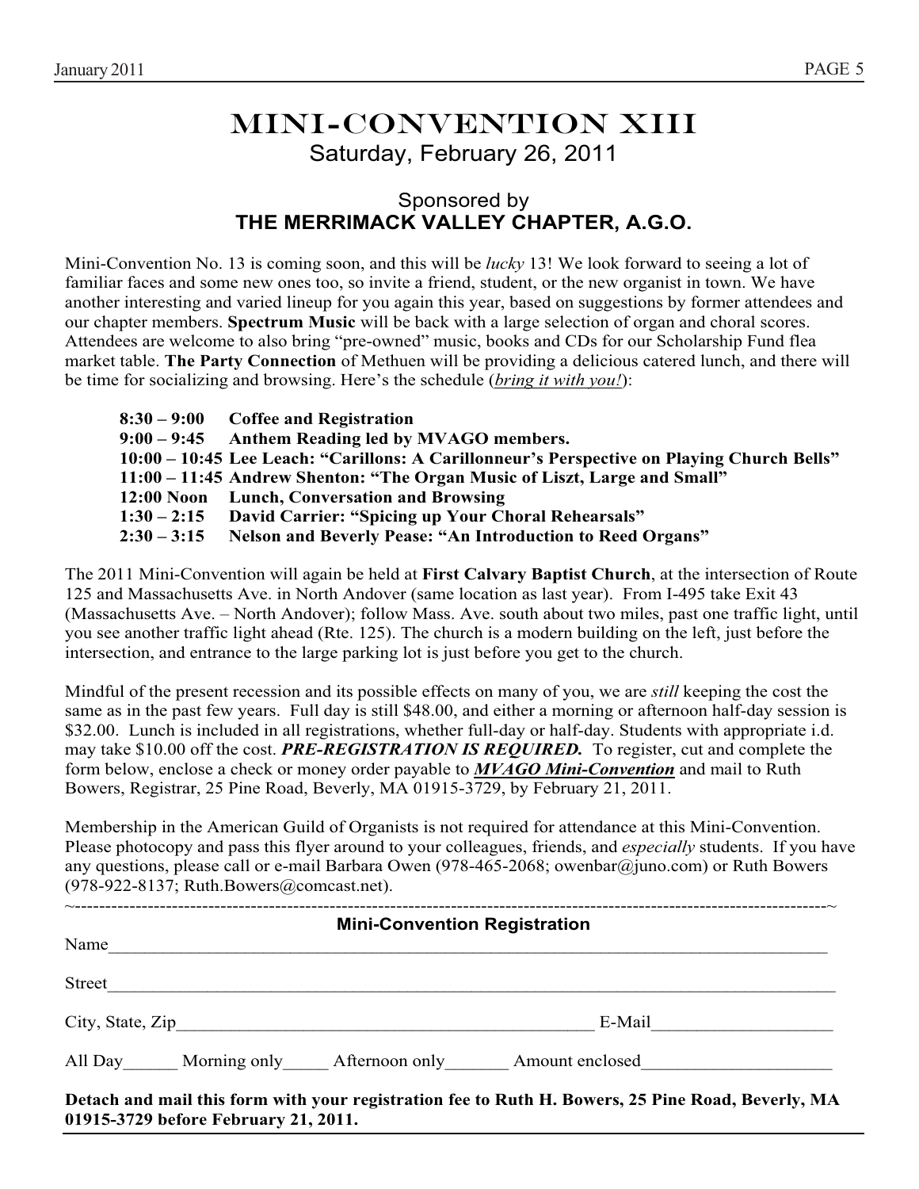# MINI-CONVENTION XIII

Saturday, February 26, 2011

## Sponsored by
## THE MERRIMACK VALLEY CHAPTER, A.G.O.

Mini-Convention No. 13 is coming soon, and this will be *lucky* 13! We look forward to seeing a lot of familiar faces and some new ones too, so invite a friend, student, or the new organist in town. We have another interesting and varied lineup for you again this year, based on suggestions by former attendees and our chapter members. **Spectrum Music** will be back with a large selection of organ and choral scores. Attendees are welcome to also bring "pre-owned" music, books and CDs for our Scholarship Fund flea market table. **The Party Connection** of Methuen will be providing a delicious catered lunch, and there will be time for socializing and browsing. Here's the schedule (*bring it with you!*):

**8:30 – 9:00 Coffee and Registration**
**9:00 – 9:45 Anthem Reading led by MVAGO members.**
**10:00 – 10:45 Lee Leach: "Carillons: A Carillonneur's Perspective on Playing Church Bells"**
**11:00 – 11:45 Andrew Shenton: "The Organ Music of Liszt, Large and Small"**
**12:00 Noon Lunch, Conversation and Browsing**
**1:30 – 2:15 David Carrier: "Spicing up Your Choral Rehearsals"**
**2:30 – 3:15 Nelson and Beverly Pease: "An Introduction to Reed Organs"**

The 2011 Mini-Convention will again be held at **First Calvary Baptist Church**, at the intersection of Route 125 and Massachusetts Ave. in North Andover (same location as last year). From I-495 take Exit 43 (Massachusetts Ave. – North Andover); follow Mass. Ave. south about two miles, past one traffic light, until you see another traffic light ahead (Rte. 125). The church is a modern building on the left, just before the intersection, and entrance to the large parking lot is just before you get to the church.

Mindful of the present recession and its possible effects on many of you, we are *still* keeping the cost the same as in the past few years. Full day is still $48.00, and either a morning or afternoon half-day session is $32.00. Lunch is included in all registrations, whether full-day or half-day. Students with appropriate i.d. may take $10.00 off the cost. ***PRE-REGISTRATION IS REQUIRED.*** To register, cut and complete the form below, enclose a check or money order payable to ***MVAGO Mini-Convention*** and mail to Ruth Bowers, Registrar, 25 Pine Road, Beverly, MA 01915-3729, by February 21, 2011.

Membership in the American Guild of Organists is not required for attendance at this Mini-Convention. Please photocopy and pass this flyer around to your colleagues, friends, and *especially* students. If you have any questions, please call or e-mail Barbara Owen (978-465-2068; owenbar@juno.com) or Ruth Bowers (978-922-8137; Ruth.Bowers@comcast.net).

~-----------------------------------------------------------------------------------------------------------~

**Mini-Convention Registration**

Name\_\_\_\_\_\_\_\_\_\_\_\_\_\_\_\_\_\_\_\_\_\_\_\_\_\_\_\_\_\_\_\_\_\_\_\_\_\_\_\_\_\_\_\_\_\_\_\_\_\_\_\_\_\_\_\_\_\_\_\_

Street\_\_\_\_\_\_\_\_\_\_\_\_\_\_\_\_\_\_\_\_\_\_\_\_\_\_\_\_\_\_\_\_\_\_\_\_\_\_\_\_\_\_\_\_\_\_\_\_\_\_\_\_\_\_\_\_\_\_\_

City, State, Zip\_\_\_\_\_\_\_\_\_\_\_\_\_\_\_\_\_\_\_\_\_\_\_\_\_\_\_\_\_\_\_\_\_\_ E-Mail\_\_\_\_\_\_\_\_\_\_\_\_\_\_

All Day\_\_\_\_\_\_ Morning only\_\_\_\_\_ Afternoon only\_\_\_\_\_\_\_ Amount enclosed\_\_\_\_\_\_\_\_\_\_\_\_\_\_\_\_

**Detach and mail this form with your registration fee to Ruth H. Bowers, 25 Pine Road, Beverly, MA 01915-3729 before February 21, 2011.**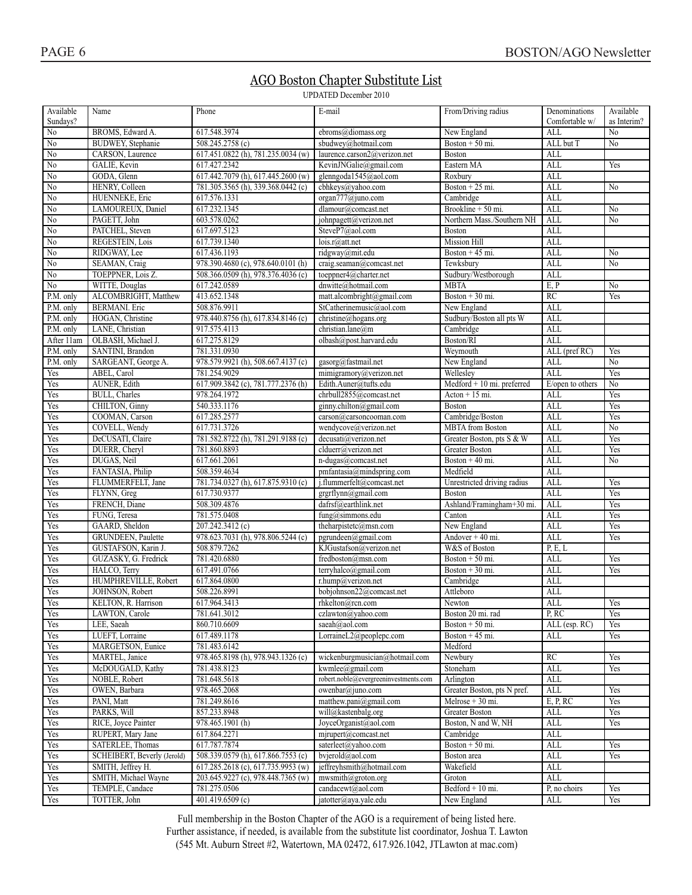## AGO Boston Chapter Substitute List

UPDATED December 2010

| Available Sundays? | Name | Phone | E-mail | From/Driving radius | Denominations Comfortable w/ | Available as Interim? |
|---|---|---|---|---|---|---|
| No | BROMS, Edward A. | 617.548.3974 | ebroms@diomass.org | New England | ALL | No |
| No | BUDWEY, Stephanie | 508.245.2758 (c) | sbudwey@hotmail.com | Boston + 50 mi. | ALL but T | No |
| No | CARSON, Laurence | 617.451.0822 (h), 781.235.0034 (w) | laurence.carson2@verizon.net | Boston | ALL | |
| No | GALIE, Kevin | 617.427.2342 | KevinJNGalie@gmail.com | Eastern MA | ALL | Yes |
| No | GODA, Glenn | 617.442.7079 (h), 617.445.2600 (w) | glenngoda1545@aol.com | Roxbury | ALL | |
| No | HENRY, Colleen | 781.305.3565 (h), 339.368.0442 (c) | cbhkeys@yahoo.com | Boston + 25 mi. | ALL | No |
| No | HUENNEKE, Eric | 617.576.1331 | organ777@juno.com | Cambridge | ALL | |
| No | LAMOUREUX, Daniel | 617.232.1345 | dlamour@comcast.net | Brookline + 50 mi. | ALL | No |
| No | PAGETT, John | 603.578.0262 | johnpagett@verizon.net | Northern Mass./Southern NH | ALL | No |
| No | PATCHEL, Steven | 617.697.5123 | SteveP7@aol.com | Boston | ALL | |
| No | REGESTEIN, Lois | 617.739.1340 | lois.r@att.net | Mission Hill | ALL | |
| No | RIDGWAY, Lee | 617.436.1193 | ridgway@mit.edu | Boston + 45 mi. | ALL | No |
| No | SEAMAN, Craig | 978.390.4680 (c), 978.640.0101 (h) | craig.seaman@comcast.net | Tewksbury | ALL | No |
| No | TOEPPNER, Lois Z. | 508.366.0509 (h), 978.376.4036 (c) | toeppner4@charter.net | Sudbury/Westborough | ALL | |
| No | WITTE, Douglas | 617.242.0589 | dnwitte@hotmail.com | MBTA | E, P | No |
| P.M. only | ALCOMBRIGHT, Matthew | 413.652.1348 | matt.alcombright@gmail.com | Boston + 30 mi. | RC | Yes |
| P.M. only | BERMANI. Eric | 508.876.9911 | StCatherinemusic@aol.com | New England | ALL | |
| P.M. only | HOGAN, Christine | 978.440.8756 (h), 617.834.8146 (c) | christine@hogans.org | Sudbury/Boston all pts W | ALL | |
| P.M. only | LANE, Christian | 917.575.4113 | christian.lane@m | Cambridge | ALL | |
| After 11am | OLBASH, Michael J. | 617.275.8129 | olbash@post.harvard.edu | Boston/RI | ALL | |
| P.M. only | SANTINI, Brandon | 781.331.0930 | | Weymouth | ALL (pref RC) | Yes |
| P.M. only | SARGEANT, George A. | 978.579.9921 (h), 508.667.4137 (c) | gasorg@fastmail.net | New England | ALL | No |
| Yes | ABEL, Carol | 781.254.9029 | mimigramory@verizon.net | Wellesley | ALL | Yes |
| Yes | AUNER, Edith | 617.909.3842 (c), 781.777.2376 (h) | Edith.Auner@tufts.edu | Medford + 10 mi. preferred | E/open to others | No |
| Yes | BULL, Charles | 978.264.1972 | chrbull2855@comcast.net | Acton + 15 mi. | ALL | Yes |
| Yes | CHILTON, Ginny | 540.333.1176 | ginny.chilton@gmail.com | Boston | ALL | Yes |
| Yes | COOMAN, Carson | 617.285.2577 | carson@carsoncooman.com | Cambridge/Boston | ALL | Yes |
| Yes | COVELL, Wendy | 617.731.3726 | wendycove@verizon.net | MBTA from Boston | ALL | No |
| Yes | DeCUSATI, Claire | 781.582.8722 (h), 781.291.9188 (c) | decusati@verizon.net | Greater Boston, pts S & W | ALL | Yes |
| Yes | DUERR, Cheryl | 781.860.8893 | clduerr@verizon.net | Greater Boston | ALL | Yes |
| Yes | DUGAS, Neil | 617.661.2061 | n-dugas@comcast.net | Boston + 40 mi. | ALL | No |
| Yes | FANTASIA, Philip | 508.359.4634 | pmfantasia@mindspring.com | Medfield | ALL | |
| Yes | FLUMMERFELT, Jane | 781.734.0327 (h), 617.875.9310 (c) | j.flummerfelt@comcast.net | Unrestricted driving radius | ALL | Yes |
| Yes | FLYNN, Greg | 617.730.9377 | grgrflynn@gmail.com | Boston | ALL | Yes |
| Yes | FRENCH, Diane | 508.309.4876 | dafrsf@earthlink.net | Ashland/Framingham+30 mi. | ALL | Yes |
| Yes | FUNG, Teresa | 781.575.0408 | fung@simmons.edu | Canton | ALL | Yes |
| Yes | GAARD, Sheldon | 207.242.3412 (c) | theharpistetc@msn.com | New England | ALL | Yes |
| Yes | GRUNDEEN, Paulette | 978.623.7031 (h), 978.806.5244 (c) | pgrundeen@gmail.com | Andover + 40 mi. | ALL | Yes |
| Yes | GUSTAFSON, Karin J. | 508.879.7262 | KJGustafson@verizon.net | W&S of Boston | P, E, L | |
| Yes | GUZASKY, G. Fredrick | 781.420.6880 | fredboston@msn.com | Boston + 50 mi. | ALL | Yes |
| Yes | HALCO, Terry | 617.491.0766 | terryhalco@gmail.com | Boston + 30 mi. | ALL | Yes |
| Yes | HUMPHREVILLE, Robert | 617.864.0800 | r.hump@verizon.net | Cambridge | ALL | |
| Yes | JOHNSON, Robert | 508.226.8991 | bobjohnson22@comcast.net | Attleboro | ALL | |
| Yes | KELTON, R. Harrison | 617.964.3413 | rhkelton@rcn.com | Newton | ALL | Yes |
| Yes | LAWTON, Carole | 781.641.3012 | czlawton@yahoo.com | Boston 20 mi. rad | P, RC | Yes |
| Yes | LEE, Saeah | 860.710.6609 | saeah@aol.com | Boston + 50 mi. | ALL (esp. RC) | Yes |
| Yes | LUEFT, Lorraine | 617.489.1178 | LorraineL2@peoplepc.com | Boston + 45 mi. | ALL | Yes |
| Yes | MARGETSON, Eunice | 781.483.6142 | | Medford | | |
| Yes | MARTEL, Janice | 978.465.8198 (h), 978.943.1326 (c) | wickenburgmusician@hotmail.com | Newbury | RC | Yes |
| Yes | McDOUGALD, Kathy | 781.438.8123 | kwmlee@gmail.com | Stoneham | ALL | Yes |
| Yes | NOBLE, Robert | 781.648.5618 | robert.noble@evergreeninvestments.com | Arlington | ALL | |
| Yes | OWEN, Barbara | 978.465.2068 | owenbar@juno.com | Greater Boston, pts N pref. | ALL | Yes |
| Yes | PANI, Matt | 781.249.8616 | matthew.pani@gmail.com | Melrose + 30 mi. | E, P, RC | Yes |
| Yes | PARKS, Will | 857.233.8948 | will@kastenbalg.org | Greater Boston | ALL | Yes |
| Yes | RICE, Joyce Painter | 978.465.1901 (h) | JoyceOrganist@aol.com | Boston, N and W, NH | ALL | Yes |
| Yes | RUPERT, Mary Jane | 617.864.2271 | mjrupert@comcast.net | Cambridge | ALL | |
| Yes | SATERLEE, Thomas | 617.787.7874 | saterleet@yahoo.com | Boston + 50 mi. | ALL | Yes |
| Yes | SCHEIBERT, Beverly (Jerold) | 508.339.0579 (h), 617.866.7553 (c) | bvjerold@aol.com | Boston area | ALL | Yes |
| Yes | SMITH, Jeffrey H. | 617.285.2618 (c), 617.735.9953 (w) | jeffreyhsmith@hotmail.com | Wakefield | ALL | |
| Yes | SMITH, Michael Wayne | 203.645.9227 (c), 978.448.7365 (w) | mwsmith@groton.org | Groton | ALL | |
| Yes | TEMPLE, Candace | 781.275.0506 | candacewt@aol.com | Bedford + 10 mi. | P, no choirs | Yes |
| Yes | TOTTER, John | 401.419.6509 (c) | jatotter@aya.yale.edu | New England | ALL | Yes |

Full membership in the Boston Chapter of the AGO is a requirement of being listed here.
Further assistance, if needed, is available from the substitute list coordinator, Joshua T. Lawton
(545 Mt. Auburn Street #2, Watertown, MA 02472, 617.926.1042, JTLawton at mac.com)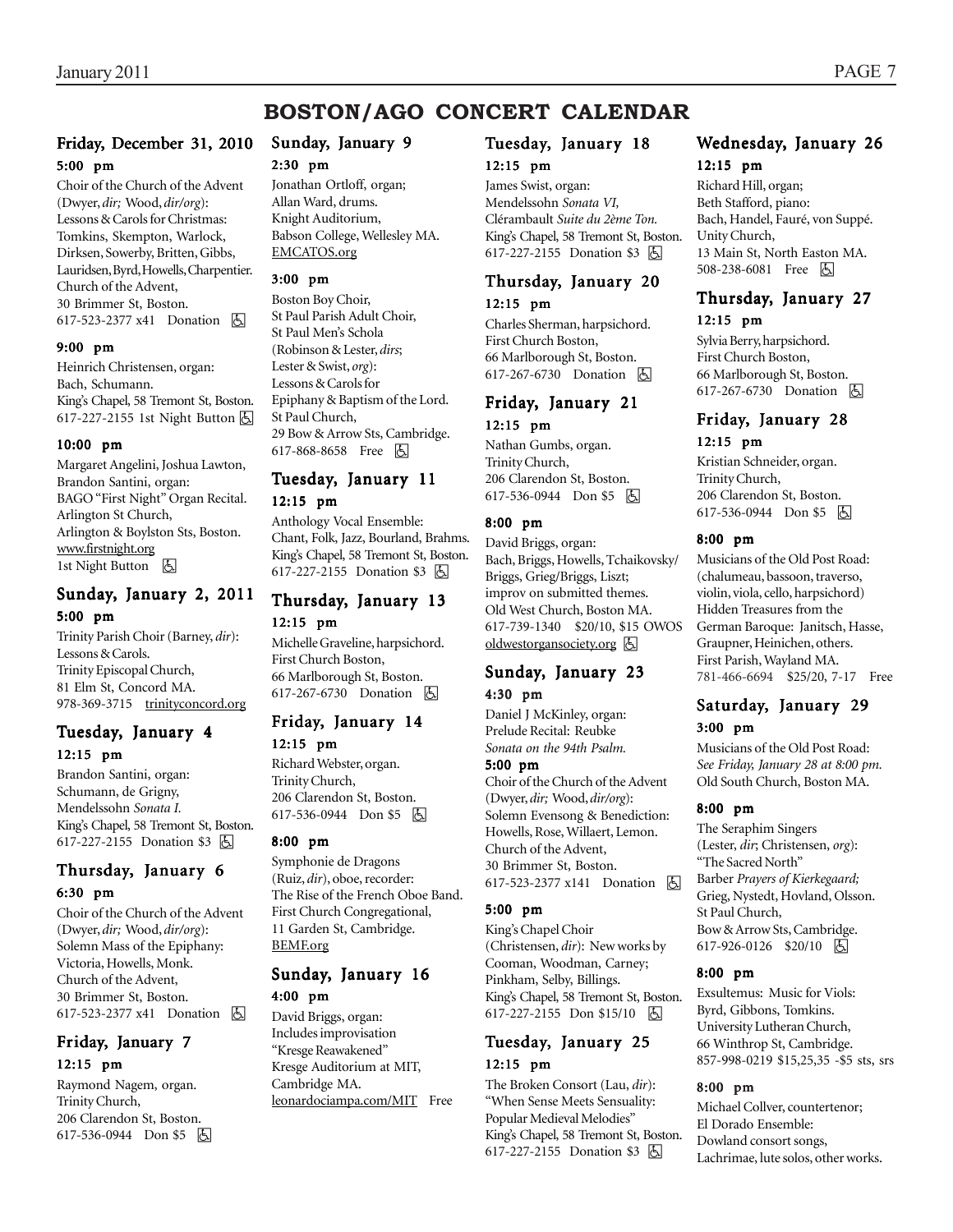# BOSTON/AGO CONCERT CALENDAR

## Friday, December 31, 2010

### 5:00 pm

Choir of the Church of the Advent (Dwyer, *dir;* Wood, *dir/org*): Lessons & Carols for Christmas: Tomkins, Skempton, Warlock, Dirksen, Sowerby, Britten, Gibbs, Lauridsen, Byrd, Howells, Charpentier. Church of the Advent, 30 Brimmer St, Boston. 617-523-2377 x41 Donation ♿

### 9:00 pm

Heinrich Christensen, organ: Bach, Schumann. King's Chapel, 58 Tremont St, Boston. 617-227-2155 1st Night Button ♿

### 10:00 pm

Margaret Angelini, Joshua Lawton, Brandon Santini, organ: BAGO "First Night" Organ Recital. Arlington St Church, Arlington & Boylston Sts, Boston. www.firstnight.org 1st Night Button ♿

## Sunday, January 2, 2011

### 5:00 pm

Trinity Parish Choir (Barney, *dir*): Lessons & Carols. Trinity Episcopal Church, 81 Elm St, Concord MA. 978-369-3715 trinityconcord.org

## Tuesday, January 4

### 12:15 pm

Brandon Santini, organ: Schumann, de Grigny, Mendelssohn *Sonata I.* King's Chapel, 58 Tremont St, Boston. 617-227-2155 Donation $3 ♿

## Thursday, January 6

### 6:30 pm

Choir of the Church of the Advent (Dwyer, *dir;* Wood, *dir/org*): Solemn Mass of the Epiphany: Victoria, Howells, Monk. Church of the Advent, 30 Brimmer St, Boston. 617-523-2377 x41 Donation ♿

## Friday, January 7

### 12:15 pm

Raymond Nagem, organ. Trinity Church, 206 Clarendon St, Boston. 617-536-0944 Don $5 ♿

## Sunday, January 9

### 2:30 pm

Jonathan Ortloff, organ; Allan Ward, drums. Knight Auditorium, Babson College, Wellesley MA. EMCATOS.org

### 3:00 pm

Boston Boy Choir, St Paul Parish Adult Choir, St Paul Men's Schola (Robinson & Lester, *dirs*; Lester & Swist, *org*): Lessons & Carols for Epiphany & Baptism of the Lord. St Paul Church, 29 Bow & Arrow Sts, Cambridge. 617-868-8658 Free ♿

## Tuesday, January 11

### 12:15 pm

Anthology Vocal Ensemble: Chant, Folk, Jazz, Bourland, Brahms. King's Chapel, 58 Tremont St, Boston. 617-227-2155 Donation $3 ♿

## Thursday, January 13

### 12:15 pm

Michelle Graveline, harpsichord. First Church Boston, 66 Marlborough St, Boston. 617-267-6730 Donation ♿

## Friday, January 14

### 12:15 pm

Richard Webster, organ. Trinity Church, 206 Clarendon St, Boston. 617-536-0944 Don $5 ♿

### 8:00 pm

Symphonie de Dragons (Ruiz, *dir*), oboe, recorder: The Rise of the French Oboe Band. First Church Congregational, 11 Garden St, Cambridge. BEMF.org

## Sunday, January 16

### 4:00 pm

David Briggs, organ: Includes improvisation "Kresge Reawakened" Kresge Auditorium at MIT, Cambridge MA. leonardociampa.com/MIT Free

## Tuesday, January 18

### 12:15 pm

James Swist, organ: Mendelssohn *Sonata VI,* Clérambault *Suite du 2ème Ton.* King's Chapel, 58 Tremont St, Boston. 617-227-2155 Donation $3 ♿

## Thursday, January 20

### 12:15 pm

Charles Sherman, harpsichord. First Church Boston, 66 Marlborough St, Boston. 617-267-6730 Donation ♿

## Friday, January 21

### 12:15 pm

Nathan Gumbs, organ. Trinity Church, 206 Clarendon St, Boston. 617-536-0944 Don $5 ♿

### 8:00 pm

David Briggs, organ: Bach, Briggs, Howells, Tchaikovsky/Briggs, Grieg/Briggs, Liszt; improv on submitted themes. Old West Church, Boston MA. 617-739-1340 $20/10, $15 OWOS oldwestorgansociety.org ♿

## Sunday, January 23

### 4:30 pm

Daniel J McKinley, organ: Prelude Recital: Reubke *Sonata on the 94th Psalm.*

### 5:00 pm

Choir of the Church of the Advent (Dwyer, *dir;* Wood, *dir/org*): Solemn Evensong & Benediction: Howells, Rose, Willaert, Lemon. Church of the Advent, 30 Brimmer St, Boston. 617-523-2377 x141 Donation ♿

### 5:00 pm

King's Chapel Choir (Christensen, *dir*): New works by Cooman, Woodman, Carney; Pinkham, Selby, Billings. King's Chapel, 58 Tremont St, Boston. 617-227-2155 Don $15/10 ♿

## Tuesday, January 25

### 12:15 pm

The Broken Consort (Lau, *dir*): "When Sense Meets Sensuality: Popular Medieval Melodies" King's Chapel, 58 Tremont St, Boston. 617-227-2155 Donation $3 ♿

## Wednesday, January 26

### 12:15 pm

Richard Hill, organ; Beth Stafford, piano: Bach, Handel, Fauré, von Suppé. Unity Church, 13 Main St, North Easton MA. 508-238-6081 Free ♿

## Thursday, January 27

### 12:15 pm

Sylvia Berry, harpsichord. First Church Boston, 66 Marlborough St, Boston. 617-267-6730 Donation ♿

## Friday, January 28

### 12:15 pm

Kristian Schneider, organ. Trinity Church, 206 Clarendon St, Boston. 617-536-0944 Don $5 ♿

### 8:00 pm

Musicians of the Old Post Road: (chalumeau, bassoon, traverso, violin, viola, cello, harpsichord) Hidden Treasures from the German Baroque: Janitsch, Hasse, Graupner, Heinichen, others. First Parish, Wayland MA. 781-466-6694 $25/20, 7-17 Free

## Saturday, January 29

### 3:00 pm

Musicians of the Old Post Road: *See Friday, January 28 at 8:00 pm.* Old South Church, Boston MA.

### 8:00 pm

The Seraphim Singers (Lester, *dir*; Christensen, *org*): "The Sacred North" Barber *Prayers of Kierkegaard;* Grieg, Nystedt, Hovland, Olsson. St Paul Church, Bow & Arrow Sts, Cambridge. 617-926-0126 $20/10 ♿

### 8:00 pm

Exsultemus: Music for Viols: Byrd, Gibbons, Tomkins. University Lutheran Church, 66 Winthrop St, Cambridge. 857-998-0219 $15,25,35 -$5 sts, srs

### 8:00 pm

Michael Collver, countertenor; El Dorado Ensemble: Dowland consort songs, Lachrimae, lute solos, other works.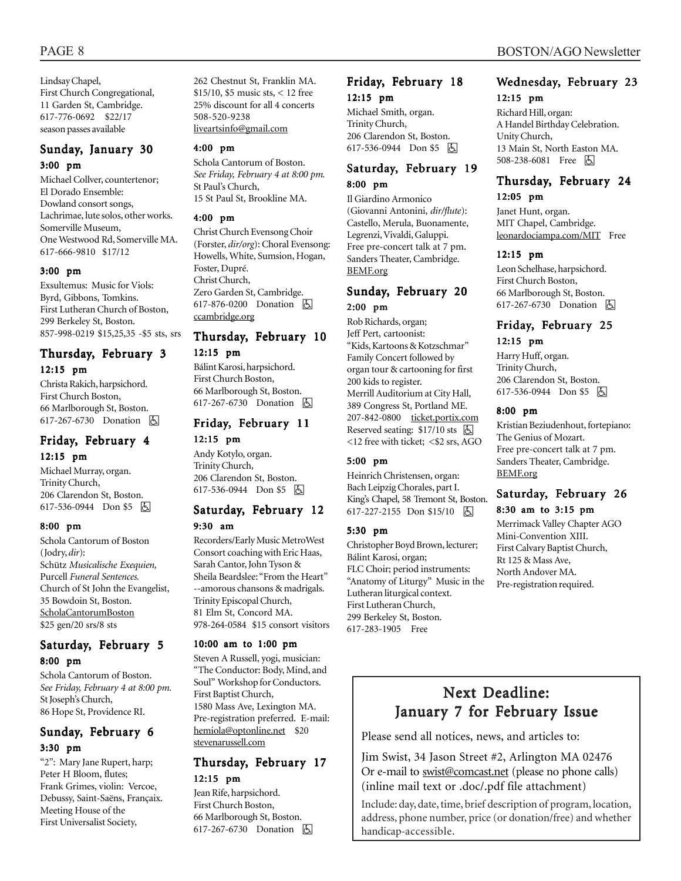Lindsay Chapel,
First Church Congregational,
11 Garden St, Cambridge.
617-776-0692 $22/17
season passes available

## Sunday, January 30

### 3:00 pm

Michael Collver, countertenor;
El Dorado Ensemble:
Dowland consort songs,
Lachrimae, lute solos, other works.
Somerville Museum,
One Westwood Rd, Somerville MA.
617-666-9810 $17/12

### 3:00 pm

Exsultemus: Music for Viols:
Byrd, Gibbons, Tomkins.
First Lutheran Church of Boston,
299 Berkeley St, Boston.
857-998-0219 $15,25,35 -$5 sts, srs

## Thursday, February 3

### 12:15 pm

Christa Rakich, harpsichord.
First Church Boston,
66 Marlborough St, Boston.
617-267-6730 Donation ♿

## Friday, February 4

### 12:15 pm

Michael Murray, organ.
Trinity Church,
206 Clarendon St, Boston.
617-536-0944 Don $5 ♿

### 8:00 pm

Schola Cantorum of Boston
(Jodry, *dir*):
Schütz *Musicalische Exequien,*
Purcell *Funeral Sentences.*
Church of St John the Evangelist,
35 Bowdoin St, Boston.
ScholaCantorumBoston
$25 gen/20 srs/8 sts

## Saturday, February 5

### 8:00 pm

Schola Cantorum of Boston.
*See Friday, February 4 at 8:00 pm.*
St Joseph's Church,
86 Hope St, Providence RI.

## Sunday, February 6

### 3:30 pm

"2": Mary Jane Rupert, harp;
Peter H Bloom, flutes;
Frank Grimes, violin: Vercoe,
Debussy, Saint-Saëns, Françaix.
Meeting House of the
First Universalist Society,
262 Chestnut St, Franklin MA.
$15/10, $5 music sts, < 12 free
25% discount for all 4 concerts
508-520-9238
liveartsinfo@gmail.com

### 4:00 pm

Schola Cantorum of Boston.
*See Friday, February 4 at 8:00 pm.*
St Paul's Church,
15 St Paul St, Brookline MA.

### 4:00 pm

Christ Church Evensong Choir
(Forster, *dir/org*): Choral Evensong:
Howells, White, Sumsion, Hogan,
Foster, Dupré.
Christ Church,
Zero Garden St, Cambridge.
617-876-0200 Donation ♿
ccambridge.org

## Thursday, February 10

### 12:15 pm

Bálint Karosi, harpsichord.
First Church Boston,
66 Marlborough St, Boston.
617-267-6730 Donation ♿

## Friday, February 11

### 12:15 pm

Andy Kotylo, organ.
Trinity Church,
206 Clarendon St, Boston.
617-536-0944 Don $5 ♿

## Saturday, February 12

### 9:30 am

Recorders/Early Music MetroWest
Consort coaching with Eric Haas,
Sarah Cantor, John Tyson &
Sheila Beardslee: "From the Heart"
--amorous chansons & madrigals.
Trinity Episcopal Church,
81 Elm St, Concord MA.
978-264-0584 $15 consort visitors

### 10:00 am to 1:00 pm

Steven A Russell, yogi, musician:
"The Conductor: Body, Mind, and
Soul" Workshop for Conductors.
First Baptist Church,
1580 Mass Ave, Lexington MA.
Pre-registration preferred. E-mail:
hemiola@optonline.net $20
stevenarussell.com

## Thursday, February 17

### 12:15 pm

Jean Rife, harpsichord.
First Church Boston,
66 Marlborough St, Boston.
617-267-6730 Donation ♿

## Friday, February 18

### 12:15 pm

Michael Smith, organ.
Trinity Church,
206 Clarendon St, Boston.
617-536-0944 Don $5 ♿

## Saturday, February 19

### 8:00 pm

Il Giardino Armonico
(Giovanni Antonini, *dir/flute*):
Castello, Merula, Buonamente,
Legrenzi, Vivaldi, Galuppi.
Free pre-concert talk at 7 pm.
Sanders Theater, Cambridge.
BEMF.org

## Sunday, February 20

### 2:00 pm

Rob Richards, organ;
Jeff Pert, cartoonist:
"Kids, Kartoons & Kotzschmar"
Family Concert followed by
organ tour & cartooning for first
200 kids to register.
Merrill Auditorium at City Hall,
389 Congress St, Portland ME.
207-842-0800 ticket.portix.com
Reserved seating: $17/10 sts ♿
<12 free with ticket; <$2 srs, AGO

### 5:00 pm

Heinrich Christensen, organ:
Bach Leipzig Chorales, part I.
King's Chapel, 58 Tremont St, Boston.
617-227-2155 Don $15/10 ♿

### 5:30 pm

Christopher Boyd Brown, lecturer;
Bálint Karosi, organ;
FLC Choir; period instruments:
"Anatomy of Liturgy" Music in the
Lutheran liturgical context.
First Lutheran Church,
299 Berkeley St, Boston.
617-283-1905 Free

## Wednesday, February 23

### 12:15 pm

Richard Hill, organ:
A Handel Birthday Celebration.
Unity Church,
13 Main St, North Easton MA.
508-238-6081 Free ♿

## Thursday, February 24

### 12:05 pm

Janet Hunt, organ.
MIT Chapel, Cambridge.
leonardociampa.com/MIT Free

### 12:15 pm

Leon Schelhase, harpsichord.
First Church Boston,
66 Marlborough St, Boston.
617-267-6730 Donation ♿

## Friday, February 25

### 12:15 pm

Harry Huff, organ.
Trinity Church,
206 Clarendon St, Boston.
617-536-0944 Don $5 ♿

### 8:00 pm

Kristian Bezuidenhout, fortepiano:
The Genius of Mozart.
Free pre-concert talk at 7 pm.
Sanders Theater, Cambridge.
BEMF.org

## Saturday, February 26

### 8:30 am to 3:15 pm

Merrimack Valley Chapter AGO
Mini-Convention XIII.
First Calvary Baptist Church,
Rt 125 & Mass Ave,
North Andover MA.
Pre-registration required.

## Next Deadline: January 7 for February Issue

Please send all notices, news, and articles to:

Jim Swist, 34 Jason Street #2, Arlington MA 02476
Or e-mail to swist@comcast.net (please no phone calls)
(inline mail text or .doc/.pdf file attachment)

Include: day, date, time, brief description of program, location, address, phone number, price (or donation/free) and whether handicap-accessible.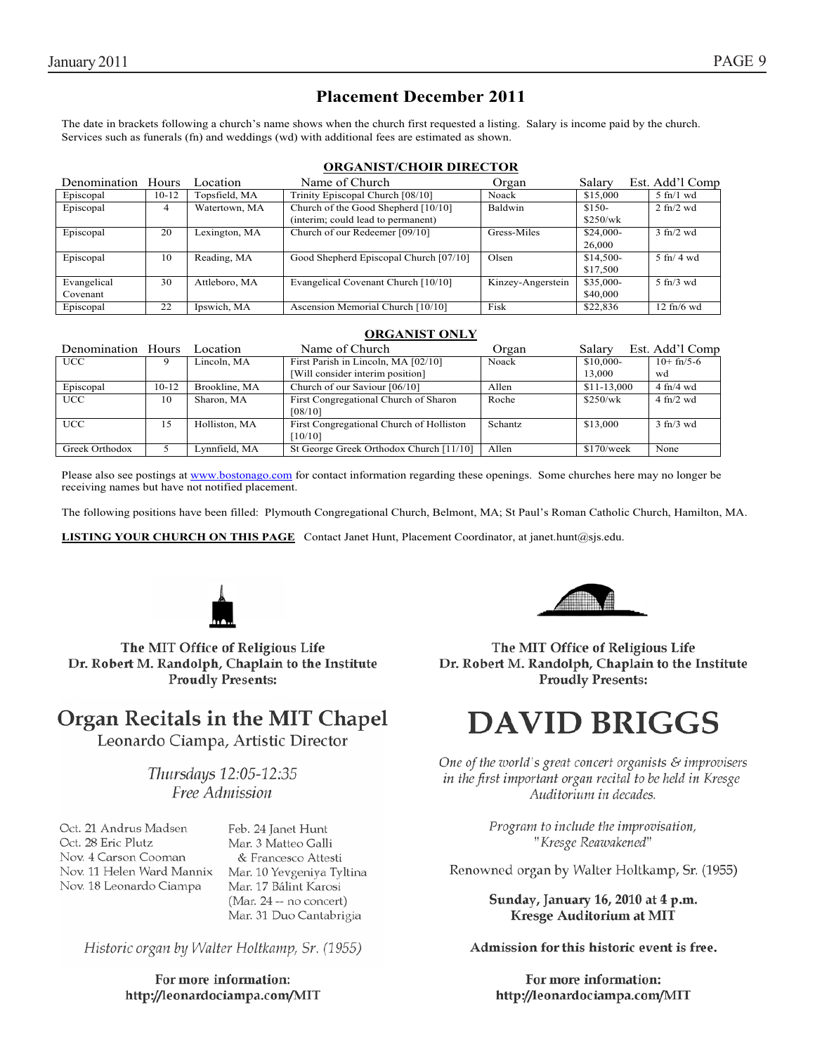## Placement December 2011

The date in brackets following a church's name shows when the church first requested a listing. Salary is income paid by the church. Services such as funerals (fn) and weddings (wd) with additional fees are estimated as shown.

### ORGANIST/CHOIR DIRECTOR

| Denomination | Hours | Location | Name of Church | Organ | Salary | Est. Add'l Comp |
|---|---|---|---|---|---|---|
| Episcopal | 10-12 | Topsfield, MA | Trinity Episcopal Church [08/10] | Noack | $15,000 | 5 fn/1 wd |
| Episcopal | 4 | Watertown, MA | Church of the Good Shepherd [10/10] (interim; could lead to permanent) | Baldwin | $150-$250/wk | 2 fn/2 wd |
| Episcopal | 20 | Lexington, MA | Church of our Redeemer [09/10] | Gress-Miles | $24,000-26,000 | 3 fn/2 wd |
| Episcopal | 10 | Reading, MA | Good Shepherd Episcopal Church [07/10] | Olsen | $14,500-$17,500 | 5 fn/ 4 wd |
| Evangelical Covenant | 30 | Attleboro, MA | Evangelical Covenant Church [10/10] | Kinzey-Angerstein | $35,000-$40,000 | 5 fn/3 wd |
| Episcopal | 22 | Ipswich, MA | Ascension Memorial Church [10/10] | Fisk | $22,836 | 12 fn/6 wd |

### ORGANIST ONLY

| Denomination | Hours | Location | Name of Church | Organ | Salary | Est. Add'l Comp |
|---|---|---|---|---|---|---|
| UCC | 9 | Lincoln, MA | First Parish in Lincoln, MA [02/10] [Will consider interim position] | Noack | $10,000-13,000 | 10+ fn/5-6 wd |
| Episcopal | 10-12 | Brookline, MA | Church of our Saviour [06/10] | Allen | $11-13,000 | 4 fn/4 wd |
| UCC | 10 | Sharon, MA | First Congregational Church of Sharon [08/10] | Roche | $250/wk | 4 fn/2 wd |
| UCC | 15 | Holliston, MA | First Congregational Church of Holliston [10/10] | Schantz | $13,000 | 3 fn/3 wd |
| Greek Orthodox | 5 | Lynnfield, MA | St George Greek Orthodox Church [11/10] | Allen | $170/week | None |

Please also see postings at www.bostonago.com for contact information regarding these openings. Some churches here may no longer be receiving names but have not notified placement.

The following positions have been filled: Plymouth Congregational Church, Belmont, MA; St Paul's Roman Catholic Church, Hamilton, MA.

**LISTING YOUR CHURCH ON THIS PAGE** Contact Janet Hunt, Placement Coordinator, at janet.hunt@sjs.edu.

**The MIT Office of Religious Life**
**Dr. Robert M. Randolph, Chaplain to the Institute**
**Proudly Presents:**

## Organ Recitals in the MIT Chapel

Leonardo Ciampa, Artistic Director

*Thursdays 12:05-12:35*
*Free Admission*

Oct. 21 Andrus Madsen
Oct. 28 Eric Plutz
Nov. 4 Carson Cooman
Nov. 11 Helen Ward Mannix
Nov. 18 Leonardo Ciampa
Feb. 24 Janet Hunt
Mar. 3 Matteo Galli & Francesco Attesti
Mar. 10 Yevgeniya Tyltina
Mar. 17 Bálint Karosi
(Mar. 24 -- no concert)
Mar. 31 Duo Cantabrigia

*Historic organ by Walter Holtkamp, Sr. (1955)*

**For more information:**
**http://leonardociampa.com/MIT**

**The MIT Office of Religious Life**
**Dr. Robert M. Randolph, Chaplain to the Institute**
**Proudly Presents:**

## DAVID BRIGGS

*One of the world's great concert organists & improvisers in the first important organ recital to be held in Kresge Auditorium in decades.*

*Program to include the improvisation, "Kresge Reawakened"*

Renowned organ by Walter Holtkamp, Sr. (1955)

**Sunday, January 16, 2010 at 4 p.m.**
**Kresge Auditorium at MIT**

**Admission for this historic event is free.**

**For more information:**
**http://leonardociampa.com/MIT**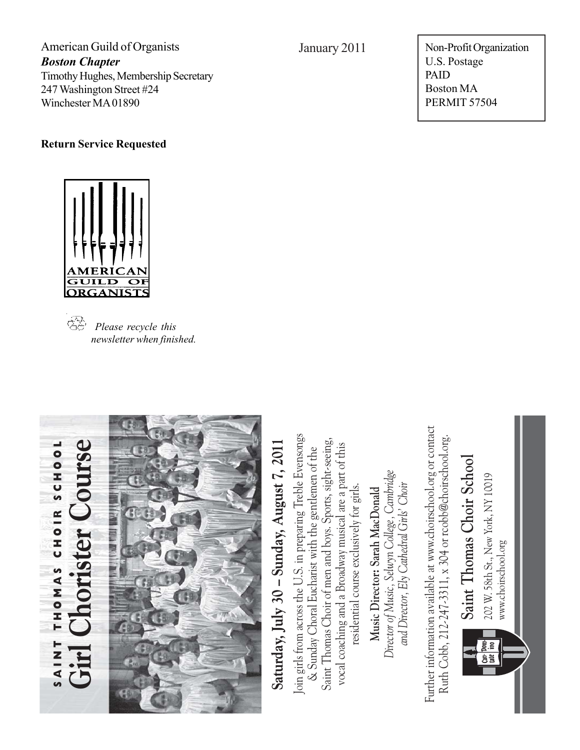American Guild of Organists

***Boston Chapter***

Timothy Hughes, Membership Secretary
247 Washington Street #24
Winchester MA 01890

January 2011

Non-Profit Organization
U.S. Postage
PAID
Boston MA
PERMIT 57504

**Return Service Requested**

AMERICAN GUILD OF ORGANISTS

*Please recycle this newsletter when finished.*

SAINT THOMAS CHOIR SCHOOL

# Girl Chorister Course

## Saturday, July 30 – Sunday, August 7, 2011

Join girls from across the U.S. in preparing Treble Evensongs & Sunday Choral Eucharist with the gentlemen of the Saint Thomas Choir of men and boys. Sports, sight-seeing, vocal coaching and a Broadway musical are a part of this residential course exclusively for girls.

**Music Director: Sarah MacDonald**
*Director of Music, Selwyn College, Cambridge and Director, Ely Cathedral Girls' Choir*

Further information available at www.choirschool.org or contact Ruth Cobb, 212-247-3311, x 304 or rcobb@choirschool.org.

Can- Dom- tate ino

**Saint Thomas Choir School**
202 W. 58th St., New York, NY 10019
www.choirschool.org